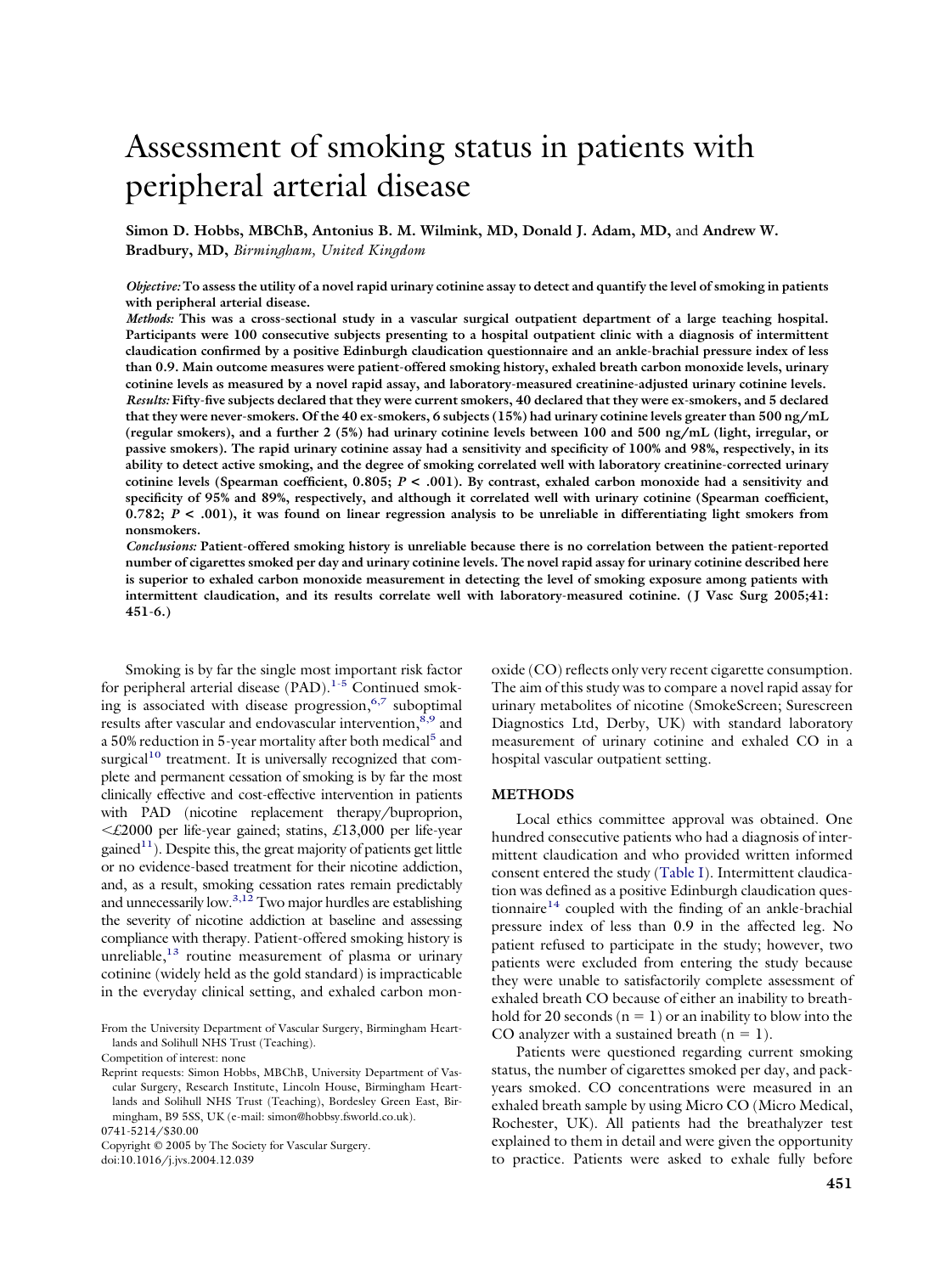# Assessment of smoking status in patients with peripheral arterial disease

**Simon D. Hobbs, MBChB, Antonius B. M. Wilmink, MD, Donald J. Adam, MD,** and **Andrew W. Bradbury, MD,** *Birmingham, United Kingdom*

***Objective:*** **To assess the utility of a novel rapid urinary cotinine assay to detect and quantify the level of smoking in patients with peripheral arterial disease.**

***Methods:*** **This was a cross-sectional study in a vascular surgical outpatient department of a large teaching hospital. Participants were 100 consecutive subjects presenting to a hospital outpatient clinic with a diagnosis of intermittent claudication confirmed by a positive Edinburgh claudication questionnaire and an ankle-brachial pressure index of less than 0.9. Main outcome measures were patient-offered smoking history, exhaled breath carbon monoxide levels, urinary cotinine levels as measured by a novel rapid assay, and laboratory-measured creatinine-adjusted urinary cotinine levels.**

***Results:*** **Fifty-five subjects declared that they were current smokers, 40 declared that they were ex-smokers, and 5 declared that they were never-smokers. Of the 40 ex-smokers, 6 subjects (15%) had urinary cotinine levels greater than 500 ng/mL (regular smokers), and a further 2 (5%) had urinary cotinine levels between 100 and 500 ng/mL (light, irregular, or passive smokers). The rapid urinary cotinine assay had a sensitivity and specificity of 100% and 98%, respectively, in its ability to detect active smoking, and the degree of smoking correlated well with laboratory creatinine-corrected urinary cotinine levels (Spearman coefficient, 0.805; *P* < .001). By contrast, exhaled carbon monoxide had a sensitivity and specificity of 95% and 89%, respectively, and although it correlated well with urinary cotinine (Spearman coefficient, 0.782; *P* < .001), it was found on linear regression analysis to be unreliable in differentiating light smokers from nonsmokers.**

***Conclusions:*** **Patient-offered smoking history is unreliable because there is no correlation between the patient-reported number of cigarettes smoked per day and urinary cotinine levels. The novel rapid assay for urinary cotinine described here is superior to exhaled carbon monoxide measurement in detecting the level of smoking exposure among patients with intermittent claudication, and its results correlate well with laboratory-measured cotinine. (J Vasc Surg 2005;41: 451-6.)**

Smoking is by far the single most important risk factor for peripheral arterial disease (PAD).[1-5] Continued smoking is associated with disease progression,[6,7] suboptimal results after vascular and endovascular intervention,[8,9] and a 50% reduction in 5-year mortality after both medical[5] and surgical[10] treatment. It is universally recognized that complete and permanent cessation of smoking is by far the most clinically effective and cost-effective intervention in patients with PAD (nicotine replacement therapy/buproprion, <£2000 per life-year gained; statins, £13,000 per life-year gained[11]). Despite this, the great majority of patients get little or no evidence-based treatment for their nicotine addiction, and, as a result, smoking cessation rates remain predictably and unnecessarily low.[3,12] Two major hurdles are establishing the severity of nicotine addiction at baseline and assessing compliance with therapy. Patient-offered smoking history is unreliable,[13] routine measurement of plasma or urinary cotinine (widely held as the gold standard) is impracticable in the everyday clinical setting, and exhaled carbon monoxide (CO) reflects only very recent cigarette consumption. The aim of this study was to compare a novel rapid assay for urinary metabolites of nicotine (SmokeScreen; Surescreen Diagnostics Ltd, Derby, UK) with standard laboratory measurement of urinary cotinine and exhaled CO in a hospital vascular outpatient setting.

From the University Department of Vascular Surgery, Birmingham Heartlands and Solihull NHS Trust (Teaching).

Competition of interest: none

Reprint requests: Simon Hobbs, MBChB, University Department of Vascular Surgery, Research Institute, Lincoln House, Birmingham Heartlands and Solihull NHS Trust (Teaching), Bordesley Green East, Birmingham, B9 5SS, UK (e-mail: simon@hobbsy.fsworld.co.uk).

0741-5214/$30.00

Copyright © 2005 by The Society for Vascular Surgery.

doi:10.1016/j.jvs.2004.12.039

## METHODS

Local ethics committee approval was obtained. One hundred consecutive patients who had a diagnosis of intermittent claudication and who provided written informed consent entered the study (Table I). Intermittent claudication was defined as a positive Edinburgh claudication questionnaire[14] coupled with the finding of an ankle-brachial pressure index of less than 0.9 in the affected leg. No patient refused to participate in the study; however, two patients were excluded from entering the study because they were unable to satisfactorily complete assessment of exhaled breath CO because of either an inability to breath-hold for 20 seconds (n = 1) or an inability to blow into the CO analyzer with a sustained breath (n = 1).

Patients were questioned regarding current smoking status, the number of cigarettes smoked per day, and pack-years smoked. CO concentrations were measured in an exhaled breath sample by using Micro CO (Micro Medical, Rochester, UK). All patients had the breathalyzer test explained to them in detail and were given the opportunity to practice. Patients were asked to exhale fully before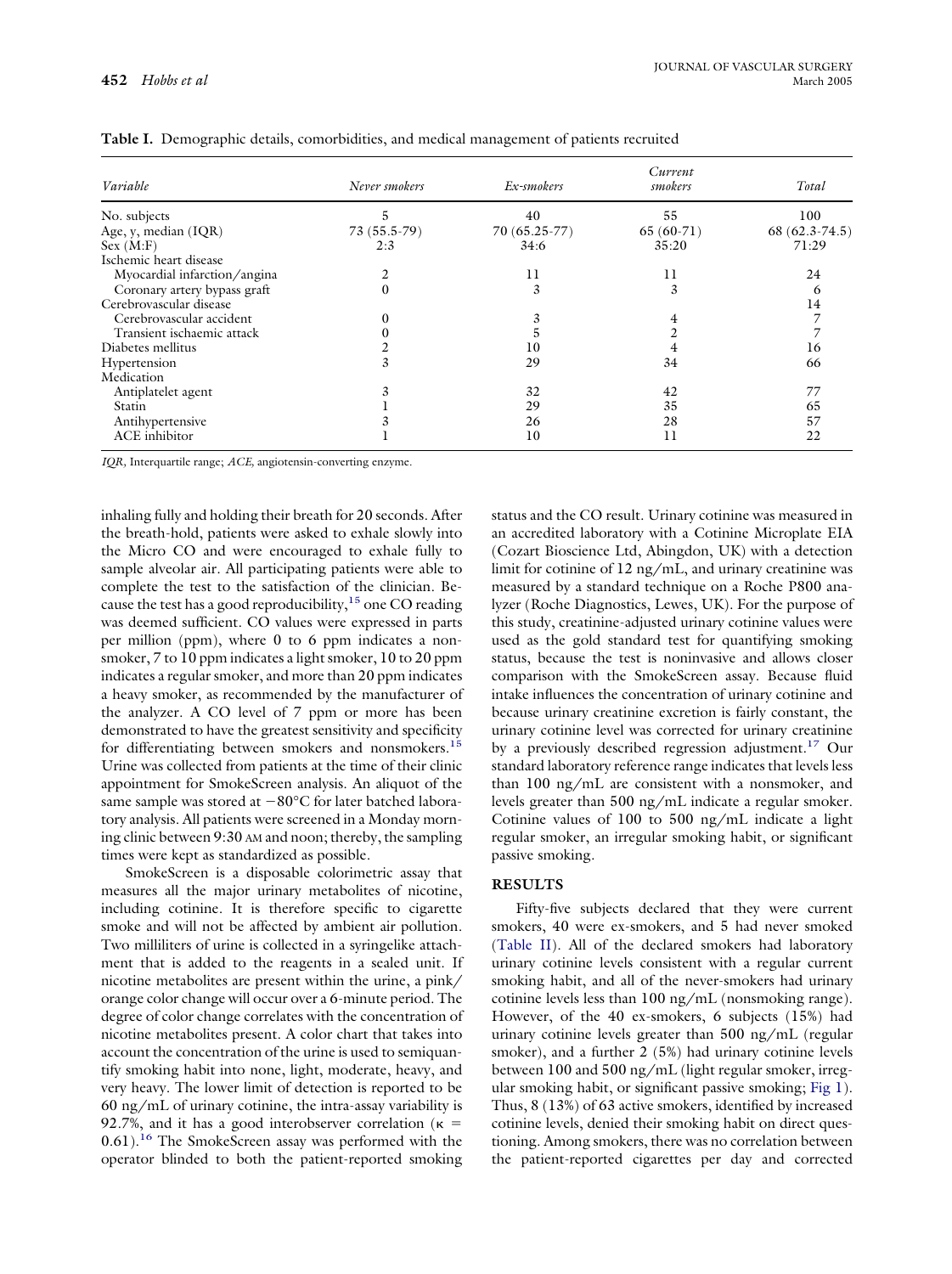**Table I.** Demographic details, comorbidities, and medical management of patients recruited

| *Variable* | *Never smokers* | *Ex-smokers* | *Current smokers* | *Total* |
|---|---|---|---|---|
| No. subjects | 5 | 40 | 55 | 100 |
| Age, y, median (IQR) | 73 (55.5-79) | 70 (65.25-77) | 65 (60-71) | 68 (62.3-74.5) |
| Sex (M:F) | 2:3 | 34:6 | 35:20 | 71:29 |
| Ischemic heart disease | | | | |
| Myocardial infarction/angina | 2 | 11 | 11 | 24 |
| Coronary artery bypass graft | 0 | 3 | 3 | 6 |
| Cerebrovascular disease | | | | 14 |
| Cerebrovascular accident | 0 | 3 | 4 | 7 |
| Transient ischaemic attack | 0 | 5 | 2 | 7 |
| Diabetes mellitus | 2 | 10 | 4 | 16 |
| Hypertension | 3 | 29 | 34 | 66 |
| Medication | | | | |
| Antiplatelet agent | 3 | 32 | 42 | 77 |
| Statin | 1 | 29 | 35 | 65 |
| Antihypertensive | 3 | 26 | 28 | 57 |
| ACE inhibitor | 1 | 10 | 11 | 22 |

*IQR,* Interquartile range; *ACE,* angiotensin-converting enzyme.

inhaling fully and holding their breath for 20 seconds. After the breath-hold, patients were asked to exhale slowly into the Micro CO and were encouraged to exhale fully to sample alveolar air. All participating patients were able to complete the test to the satisfaction of the clinician. Because the test has a good reproducibility,[15] one CO reading was deemed sufficient. CO values were expressed in parts per million (ppm), where 0 to 6 ppm indicates a nonsmoker, 7 to 10 ppm indicates a light smoker, 10 to 20 ppm indicates a regular smoker, and more than 20 ppm indicates a heavy smoker, as recommended by the manufacturer of the analyzer. A CO level of 7 ppm or more has been demonstrated to have the greatest sensitivity and specificity for differentiating between smokers and nonsmokers.[15] Urine was collected from patients at the time of their clinic appointment for SmokeScreen analysis. An aliquot of the same sample was stored at −80°C for later batched laboratory analysis. All patients were screened in a Monday morning clinic between 9:30 AM and noon; thereby, the sampling times were kept as standardized as possible.

SmokeScreen is a disposable colorimetric assay that measures all the major urinary metabolites of nicotine, including cotinine. It is therefore specific to cigarette smoke and will not be affected by ambient air pollution. Two milliliters of urine is collected in a syringelike attachment that is added to the reagents in a sealed unit. If nicotine metabolites are present within the urine, a pink/orange color change will occur over a 6-minute period. The degree of color change correlates with the concentration of nicotine metabolites present. A color chart that takes into account the concentration of the urine is used to semiquantify smoking habit into none, light, moderate, heavy, and very heavy. The lower limit of detection is reported to be 60 ng/mL of urinary cotinine, the intra-assay variability is 92.7%, and it has a good interobserver correlation ($\kappa = 0.61$).[16] The SmokeScreen assay was performed with the operator blinded to both the patient-reported smoking status and the CO result. Urinary cotinine was measured in an accredited laboratory with a Cotinine Microplate EIA (Cozart Bioscience Ltd, Abingdon, UK) with a detection limit for cotinine of 12 ng/mL, and urinary creatinine was measured by a standard technique on a Roche P800 analyzer (Roche Diagnostics, Lewes, UK). For the purpose of this study, creatinine-adjusted urinary cotinine values were used as the gold standard test for quantifying smoking status, because the test is noninvasive and allows closer comparison with the SmokeScreen assay. Because fluid intake influences the concentration of urinary cotinine and because urinary creatinine excretion is fairly constant, the urinary cotinine level was corrected for urinary creatinine by a previously described regression adjustment.[17] Our standard laboratory reference range indicates that levels less than 100 ng/mL are consistent with a nonsmoker, and levels greater than 500 ng/mL indicate a regular smoker. Cotinine values of 100 to 500 ng/mL indicate a light regular smoker, an irregular smoking habit, or significant passive smoking.

## RESULTS

Fifty-five subjects declared that they were current smokers, 40 were ex-smokers, and 5 had never smoked (Table II). All of the declared smokers had laboratory urinary cotinine levels consistent with a regular current smoking habit, and all of the never-smokers had urinary cotinine levels less than 100 ng/mL (nonsmoking range). However, of the 40 ex-smokers, 6 subjects (15%) had urinary cotinine levels greater than 500 ng/mL (regular smoker), and a further 2 (5%) had urinary cotinine levels between 100 and 500 ng/mL (light regular smoker, irregular smoking habit, or significant passive smoking; Fig 1). Thus, 8 (13%) of 63 active smokers, identified by increased cotinine levels, denied their smoking habit on direct questioning. Among smokers, there was no correlation between the patient-reported cigarettes per day and corrected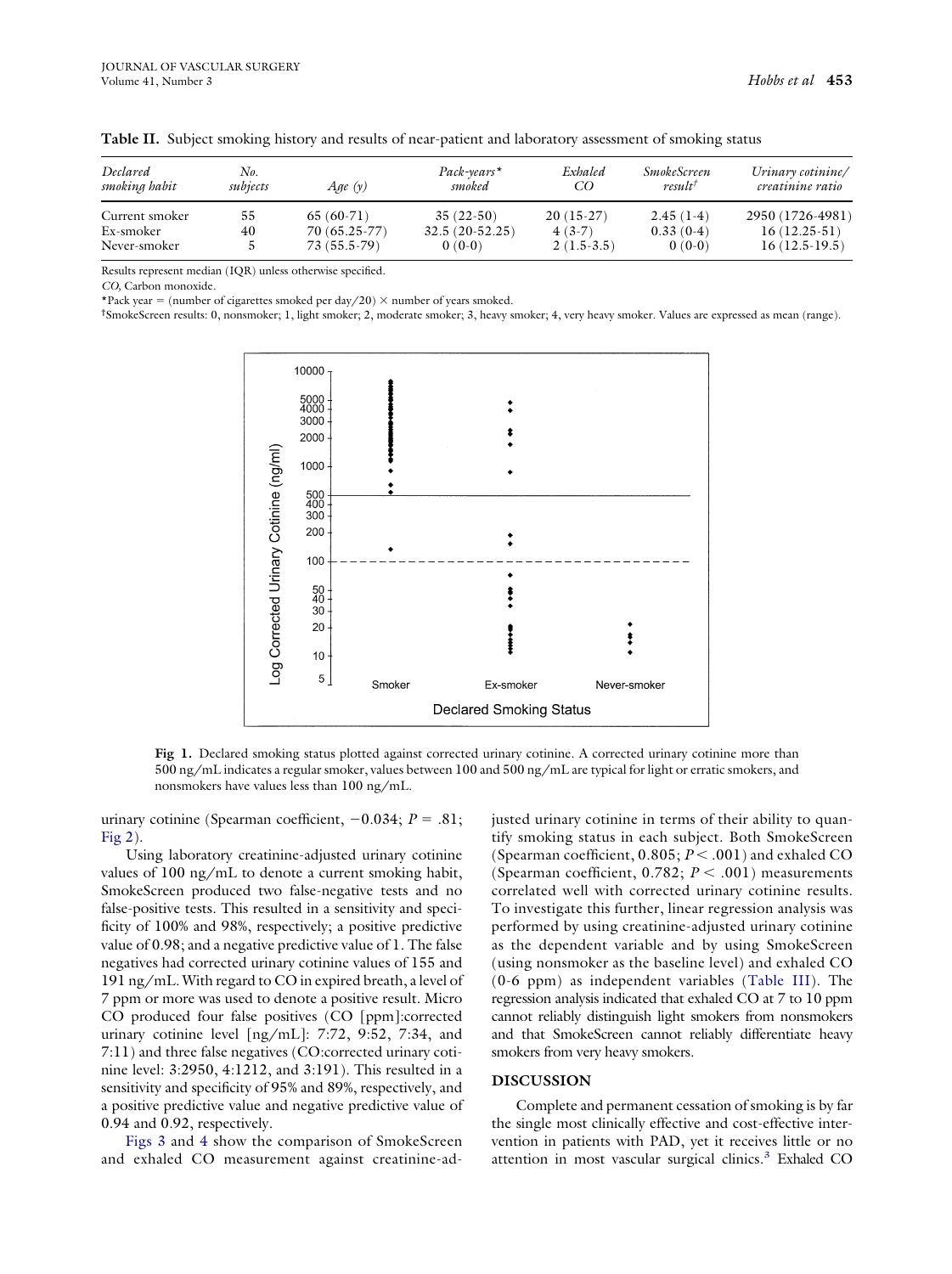**Table II.** Subject smoking history and results of near-patient and laboratory assessment of smoking status

| *Declared smoking habit* | *No. subjects* | *Age (y)* | *Pack-years\* smoked* | *Exhaled CO* | *SmokeScreen result†* | *Urinary cotinine/ creatinine ratio* |
|---|---|---|---|---|---|---|
| Current smoker | 55 | 65 (60-71) | 35 (22-50) | 20 (15-27) | 2.45 (1-4) | 2950 (1726-4981) |
| Ex-smoker | 40 | 70 (65.25-77) | 32.5 (20-52.25) | 4 (3-7) | 0.33 (0-4) | 16 (12.25-51) |
| Never-smoker | 5 | 73 (55.5-79) | 0 (0-0) | 2 (1.5-3.5) | 0 (0-0) | 16 (12.5-19.5) |

Results represent median (IQR) unless otherwise specified.

*CO,* Carbon monoxide.

\*Pack year = (number of cigarettes smoked per day/20) × number of years smoked.

†SmokeScreen results: 0, nonsmoker; 1, light smoker; 2, moderate smoker; 3, heavy smoker; 4, very heavy smoker. Values are expressed as mean (range).

10000
5000
4000
3000
2000
1000
500
400
300
200
100
50
40
30
20
10
5

Log Corrected Urinary Cotinine (ng/ml)

Smoker
Ex-smoker
Never-smoker

Declared Smoking Status

**Fig 1.** Declared smoking status plotted against corrected urinary cotinine. A corrected urinary cotinine more than 500 ng/mL indicates a regular smoker, values between 100 and 500 ng/mL are typical for light or erratic smokers, and nonsmokers have values less than 100 ng/mL.

urinary cotinine (Spearman coefficient, −0.034; $P$ = .81; Fig 2).

Using laboratory creatinine-adjusted urinary cotinine values of 100 ng/mL to denote a current smoking habit, SmokeScreen produced two false-negative tests and no false-positive tests. This resulted in a sensitivity and specificity of 100% and 98%, respectively; a positive predictive value of 0.98; and a negative predictive value of 1. The false negatives had corrected urinary cotinine values of 155 and 191 ng/mL. With regard to CO in expired breath, a level of 7 ppm or more was used to denote a positive result. Micro CO produced four false positives (CO [ppm]:corrected urinary cotinine level [ng/mL]: 7:72, 9:52, 7:34, and 7:11) and three false negatives (CO:corrected urinary cotinine level: 3:2950, 4:1212, and 3:191). This resulted in a sensitivity and specificity of 95% and 89%, respectively, and a positive predictive value and negative predictive value of 0.94 and 0.92, respectively.

Figs 3 and 4 show the comparison of SmokeScreen and exhaled CO measurement against creatinine-adjusted urinary cotinine in terms of their ability to quantify smoking status in each subject. Both SmokeScreen (Spearman coefficient, 0.805; $P$ < .001) and exhaled CO (Spearman coefficient, 0.782; $P$ < .001) measurements correlated well with corrected urinary cotinine results. To investigate this further, linear regression analysis was performed by using creatinine-adjusted urinary cotinine as the dependent variable and by using SmokeScreen (using nonsmoker as the baseline level) and exhaled CO (0-6 ppm) as independent variables (Table III). The regression analysis indicated that exhaled CO at 7 to 10 ppm cannot reliably distinguish light smokers from nonsmokers and that SmokeScreen cannot reliably differentiate heavy smokers from very heavy smokers.

## DISCUSSION

Complete and permanent cessation of smoking is by far the single most clinically effective and cost-effective intervention in patients with PAD, yet it receives little or no attention in most vascular surgical clinics.[3] Exhaled CO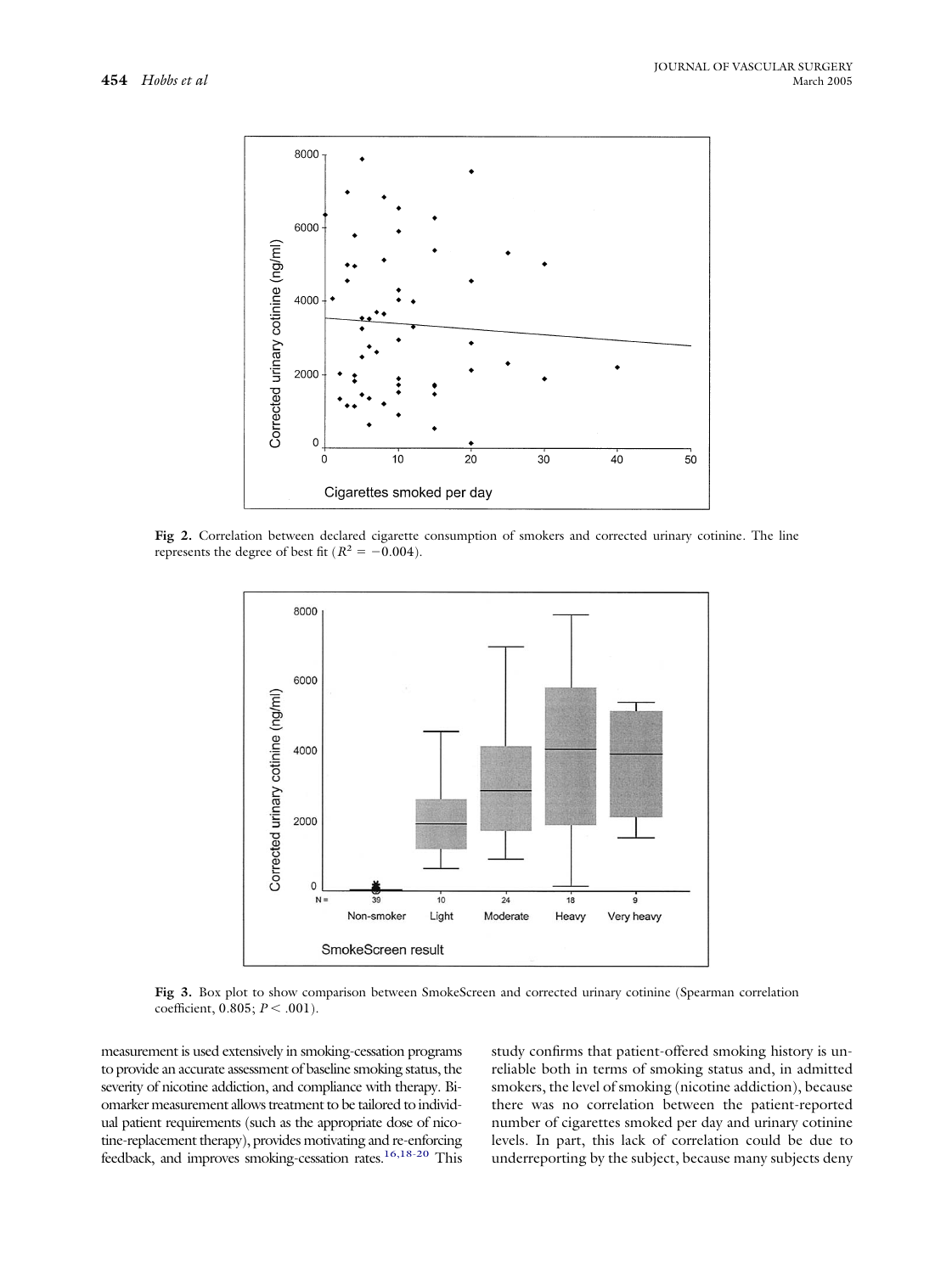**Fig 2.** Correlation between declared cigarette consumption of smokers and corrected urinary cotinine. The line represents the degree of best fit ($R^2 = -0.004$).

**Fig 3.** Box plot to show comparison between SmokeScreen and corrected urinary cotinine (Spearman correlation coefficient, 0.805; $P < .001$).

measurement is used extensively in smoking-cessation programs to provide an accurate assessment of baseline smoking status, the severity of nicotine addiction, and compliance with therapy. Biomarker measurement allows treatment to be tailored to individual patient requirements (such as the appropriate dose of nicotine-replacement therapy), provides motivating and re-enforcing feedback, and improves smoking-cessation rates.[16,18-20] This study confirms that patient-offered smoking history is unreliable both in terms of smoking status and, in admitted smokers, the level of smoking (nicotine addiction), because there was no correlation between the patient-reported number of cigarettes smoked per day and urinary cotinine levels. In part, this lack of correlation could be due to underreporting by the subject, because many subjects deny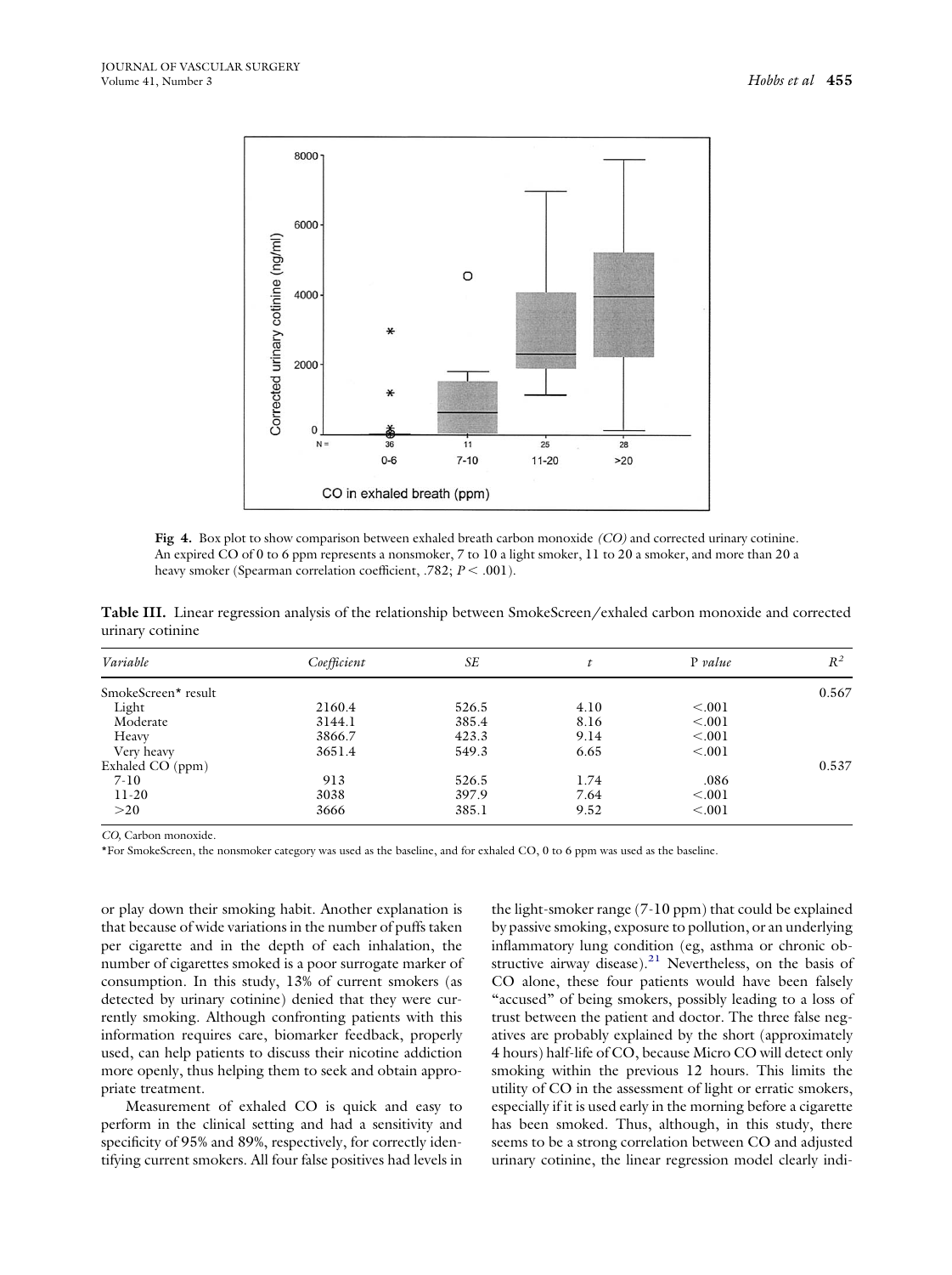8000

6000

4000

2000

0

Corrected urinary cotinine (ng/ml)

N = 36 11 25 28

0-6 7-10 11-20 >20

CO in exhaled breath (ppm)

**Fig 4.** Box plot to show comparison between exhaled breath carbon monoxide *(CO)* and corrected urinary cotinine. An expired CO of 0 to 6 ppm represents a nonsmoker, 7 to 10 a light smoker, 11 to 20 a smoker, and more than 20 a heavy smoker (Spearman correlation coefficient, .782; $P < .001$).

**Table III.** Linear regression analysis of the relationship between SmokeScreen/exhaled carbon monoxide and corrected urinary cotinine

| *Variable* | *Coefficient* | *SE* | *t* | P *value* | $R^2$ |
|---|---|---|---|---|---|
| SmokeScreen* result | | | | | 0.567 |
| Light | 2160.4 | 526.5 | 4.10 | <.001 | |
| Moderate | 3144.1 | 385.4 | 8.16 | <.001 | |
| Heavy | 3866.7 | 423.3 | 9.14 | <.001 | |
| Very heavy | 3651.4 | 549.3 | 6.65 | <.001 | |
| Exhaled CO (ppm) | | | | | 0.537 |
| 7-10 | 913 | 526.5 | 1.74 | .086 | |
| 11-20 | 3038 | 397.9 | 7.64 | <.001 | |
| >20 | 3666 | 385.1 | 9.52 | <.001 | |

*CO,* Carbon monoxide.

*For SmokeScreen, the nonsmoker category was used as the baseline, and for exhaled CO, 0 to 6 ppm was used as the baseline.

or play down their smoking habit. Another explanation is that because of wide variations in the number of puffs taken per cigarette and in the depth of each inhalation, the number of cigarettes smoked is a poor surrogate marker of consumption. In this study, 13% of current smokers (as detected by urinary cotinine) denied that they were currently smoking. Although confronting patients with this information requires care, biomarker feedback, properly used, can help patients to discuss their nicotine addiction more openly, thus helping them to seek and obtain appropriate treatment.

Measurement of exhaled CO is quick and easy to perform in the clinical setting and had a sensitivity and specificity of 95% and 89%, respectively, for correctly identifying current smokers. All four false positives had levels in the light-smoker range (7-10 ppm) that could be explained by passive smoking, exposure to pollution, or an underlying inflammatory lung condition (eg, asthma or chronic obstructive airway disease).[21] Nevertheless, on the basis of CO alone, these four patients would have been falsely "accused" of being smokers, possibly leading to a loss of trust between the patient and doctor. The three false negatives are probably explained by the short (approximately 4 hours) half-life of CO, because Micro CO will detect only smoking within the previous 12 hours. This limits the utility of CO in the assessment of light or erratic smokers, especially if it is used early in the morning before a cigarette has been smoked. Thus, although, in this study, there seems to be a strong correlation between CO and adjusted urinary cotinine, the linear regression model clearly indi-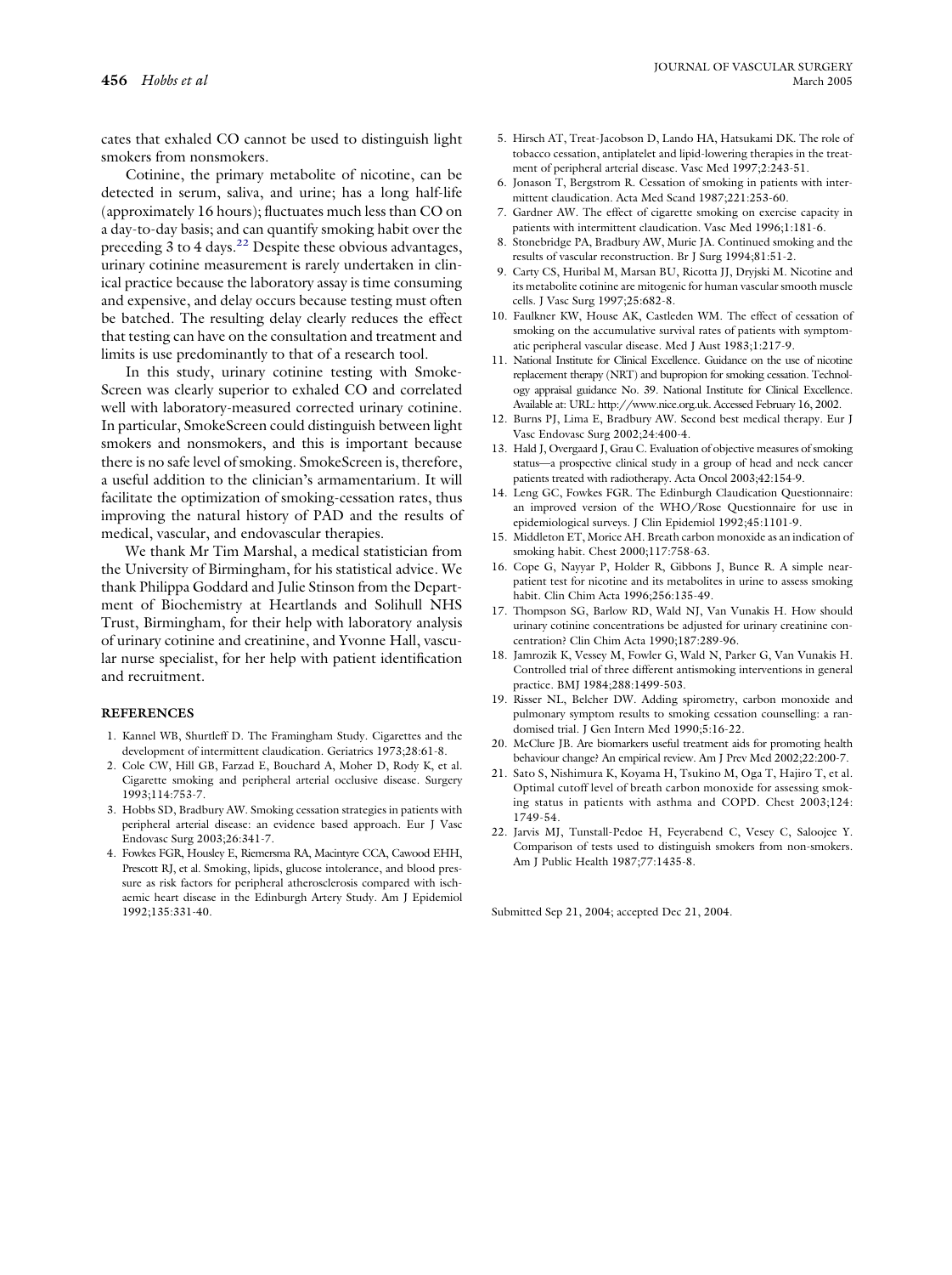cates that exhaled CO cannot be used to distinguish light smokers from nonsmokers.

Cotinine, the primary metabolite of nicotine, can be detected in serum, saliva, and urine; has a long half-life (approximately 16 hours); fluctuates much less than CO on a day-to-day basis; and can quantify smoking habit over the preceding 3 to 4 days.[22] Despite these obvious advantages, urinary cotinine measurement is rarely undertaken in clinical practice because the laboratory assay is time consuming and expensive, and delay occurs because testing must often be batched. The resulting delay clearly reduces the effect that testing can have on the consultation and treatment and limits is use predominantly to that of a research tool.

In this study, urinary cotinine testing with SmokeScreen was clearly superior to exhaled CO and correlated well with laboratory-measured corrected urinary cotinine. In particular, SmokeScreen could distinguish between light smokers and nonsmokers, and this is important because there is no safe level of smoking. SmokeScreen is, therefore, a useful addition to the clinician's armamentarium. It will facilitate the optimization of smoking-cessation rates, thus improving the natural history of PAD and the results of medical, vascular, and endovascular therapies.

We thank Mr Tim Marshal, a medical statistician from the University of Birmingham, for his statistical advice. We thank Philippa Goddard and Julie Stinson from the Department of Biochemistry at Heartlands and Solihull NHS Trust, Birmingham, for their help with laboratory analysis of urinary cotinine and creatinine, and Yvonne Hall, vascular nurse specialist, for her help with patient identification and recruitment.

## REFERENCES

1. Kannel WB, Shurtleff D. The Framingham Study. Cigarettes and the development of intermittent claudication. Geriatrics 1973;28:61-8.
2. Cole CW, Hill GB, Farzad E, Bouchard A, Moher D, Rody K, et al. Cigarette smoking and peripheral arterial occlusive disease. Surgery 1993;114:753-7.
3. Hobbs SD, Bradbury AW. Smoking cessation strategies in patients with peripheral arterial disease: an evidence based approach. Eur J Vasc Endovasc Surg 2003;26:341-7.
4. Fowkes FGR, Housley E, Riemersma RA, Macintyre CCA, Cawood EHH, Prescott RJ, et al. Smoking, lipids, glucose intolerance, and blood pressure as risk factors for peripheral atherosclerosis compared with ischaemic heart disease in the Edinburgh Artery Study. Am J Epidemiol 1992;135:331-40.
5. Hirsch AT, Treat-Jacobson D, Lando HA, Hatsukami DK. The role of tobacco cessation, antiplatelet and lipid-lowering therapies in the treatment of peripheral arterial disease. Vasc Med 1997;2:243-51.
6. Jonason T, Bergstrom R. Cessation of smoking in patients with intermittent claudication. Acta Med Scand 1987;221:253-60.
7. Gardner AW. The effect of cigarette smoking on exercise capacity in patients with intermittent claudication. Vasc Med 1996;1:181-6.
8. Stonebridge PA, Bradbury AW, Murie JA. Continued smoking and the results of vascular reconstruction. Br J Surg 1994;81:51-2.
9. Carty CS, Huribal M, Marsan BU, Ricotta JJ, Dryjski M. Nicotine and its metabolite cotinine are mitogenic for human vascular smooth muscle cells. J Vasc Surg 1997;25:682-8.
10. Faulkner KW, House AK, Castleden WM. The effect of cessation of smoking on the accumulative survival rates of patients with symptomatic peripheral vascular disease. Med J Aust 1983;1:217-9.
11. National Institute for Clinical Excellence. Guidance on the use of nicotine replacement therapy (NRT) and bupropion for smoking cessation. Technology appraisal guidance No. 39. National Institute for Clinical Excellence. Available at: URL: http://www.nice.org.uk. Accessed February 16, 2002.
12. Burns PJ, Lima E, Bradbury AW. Second best medical therapy. Eur J Vasc Endovasc Surg 2002;24:400-4.
13. Hald J, Overgaard J, Grau C. Evaluation of objective measures of smoking status—a prospective clinical study in a group of head and neck cancer patients treated with radiotherapy. Acta Oncol 2003;42:154-9.
14. Leng GC, Fowkes FGR. The Edinburgh Claudication Questionnaire: an improved version of the WHO/Rose Questionnaire for use in epidemiological surveys. J Clin Epidemiol 1992;45:1101-9.
15. Middleton ET, Morice AH. Breath carbon monoxide as an indication of smoking habit. Chest 2000;117:758-63.
16. Cope G, Nayyar P, Holder R, Gibbons J, Bunce R. A simple near-patient test for nicotine and its metabolites in urine to assess smoking habit. Clin Chim Acta 1996;256:135-49.
17. Thompson SG, Barlow RD, Wald NJ, Van Vunakis H. How should urinary cotinine concentrations be adjusted for urinary creatinine concentration? Clin Chim Acta 1990;187:289-96.
18. Jamrozik K, Vessey M, Fowler G, Wald N, Parker G, Van Vunakis H. Controlled trial of three different antismoking interventions in general practice. BMJ 1984;288:1499-503.
19. Risser NL, Belcher DW. Adding spirometry, carbon monoxide and pulmonary symptom results to smoking cessation counselling: a randomised trial. J Gen Intern Med 1990;5:16-22.
20. McClure JB. Are biomarkers useful treatment aids for promoting health behaviour change? An empirical review. Am J Prev Med 2002;22:200-7.
21. Sato S, Nishimura K, Koyama H, Tsukino M, Oga T, Hajiro T, et al. Optimal cutoff level of breath carbon monoxide for assessing smoking status in patients with asthma and COPD. Chest 2003;124:1749-54.
22. Jarvis MJ, Tunstall-Pedoe H, Feyerabend C, Vesey C, Saloojee Y. Comparison of tests used to distinguish smokers from non-smokers. Am J Public Health 1987;77:1435-8.

Submitted Sep 21, 2004; accepted Dec 21, 2004.